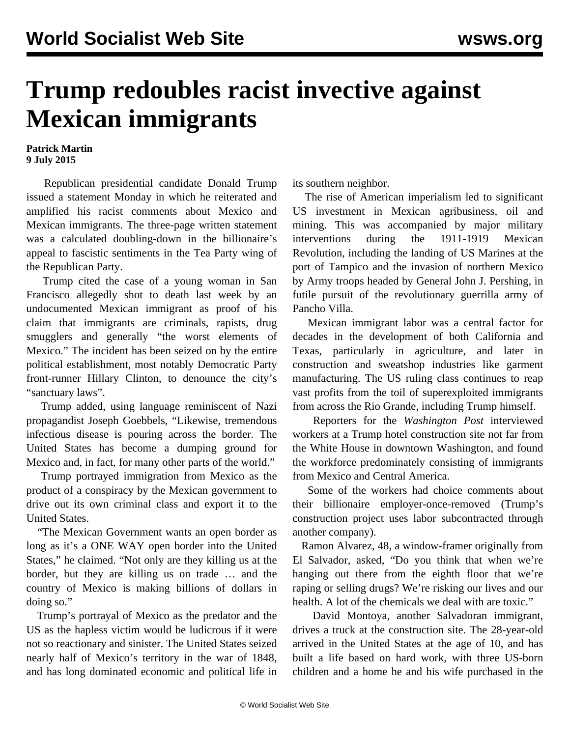# Trump redoubles racist invective against Mexican immigrants

**Patrick Martin**
**9 July 2015**

Republican presidential candidate Donald Trump issued a statement Monday in which he reiterated and amplified his racist comments about Mexico and Mexican immigrants. The three-page written statement was a calculated doubling-down in the billionaire's appeal to fascistic sentiments in the Tea Party wing of the Republican Party.

Trump cited the case of a young woman in San Francisco allegedly shot to death last week by an undocumented Mexican immigrant as proof of his claim that immigrants are criminals, rapists, drug smugglers and generally "the worst elements of Mexico." The incident has been seized on by the entire political establishment, most notably Democratic Party front-runner Hillary Clinton, to denounce the city's "sanctuary laws".

Trump added, using language reminiscent of Nazi propagandist Joseph Goebbels, "Likewise, tremendous infectious disease is pouring across the border. The United States has become a dumping ground for Mexico and, in fact, for many other parts of the world."

Trump portrayed immigration from Mexico as the product of a conspiracy by the Mexican government to drive out its own criminal class and export it to the United States.

"The Mexican Government wants an open border as long as it's a ONE WAY open border into the United States," he claimed. "Not only are they killing us at the border, but they are killing us on trade … and the country of Mexico is making billions of dollars in doing so."

Trump's portrayal of Mexico as the predator and the US as the hapless victim would be ludicrous if it were not so reactionary and sinister. The United States seized nearly half of Mexico's territory in the war of 1848, and has long dominated economic and political life in its southern neighbor.

The rise of American imperialism led to significant US investment in Mexican agribusiness, oil and mining. This was accompanied by major military interventions during the 1911-1919 Mexican Revolution, including the landing of US Marines at the port of Tampico and the invasion of northern Mexico by Army troops headed by General John J. Pershing, in futile pursuit of the revolutionary guerrilla army of Pancho Villa.

Mexican immigrant labor was a central factor for decades in the development of both California and Texas, particularly in agriculture, and later in construction and sweatshop industries like garment manufacturing. The US ruling class continues to reap vast profits from the toil of superexploited immigrants from across the Rio Grande, including Trump himself.

Reporters for the *Washington Post* interviewed workers at a Trump hotel construction site not far from the White House in downtown Washington, and found the workforce predominately consisting of immigrants from Mexico and Central America.

Some of the workers had choice comments about their billionaire employer-once-removed (Trump's construction project uses labor subcontracted through another company).

Ramon Alvarez, 48, a window-framer originally from El Salvador, asked, "Do you think that when we're hanging out there from the eighth floor that we're raping or selling drugs? We're risking our lives and our health. A lot of the chemicals we deal with are toxic."

David Montoya, another Salvadoran immigrant, drives a truck at the construction site. The 28-year-old arrived in the United States at the age of 10, and has built a life based on hard work, with three US-born children and a home he and his wife purchased in the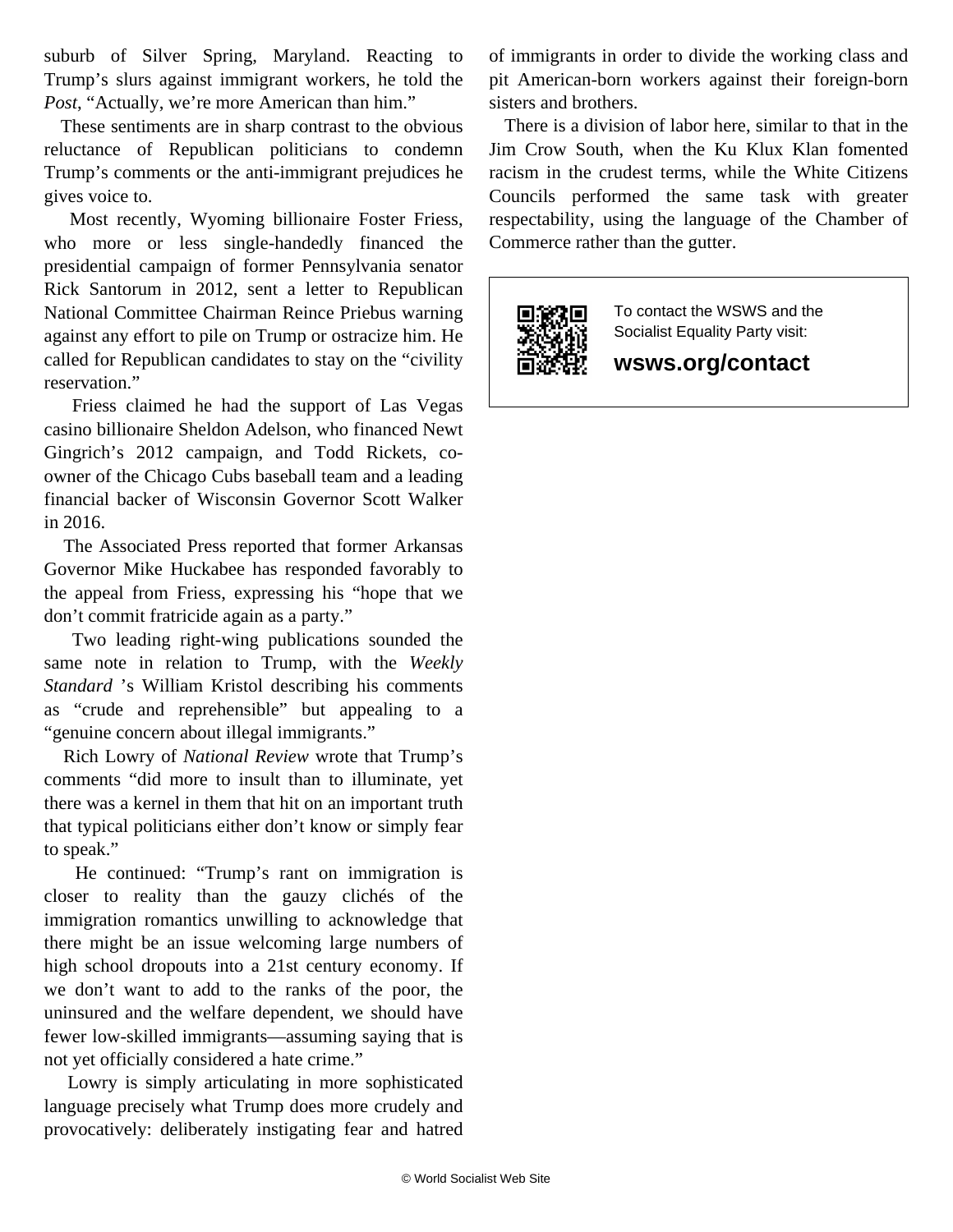suburb of Silver Spring, Maryland. Reacting to Trump's slurs against immigrant workers, he told the *Post*, "Actually, we're more American than him."

These sentiments are in sharp contrast to the obvious reluctance of Republican politicians to condemn Trump's comments or the anti-immigrant prejudices he gives voice to.

Most recently, Wyoming billionaire Foster Friess, who more or less single-handedly financed the presidential campaign of former Pennsylvania senator Rick Santorum in 2012, sent a letter to Republican National Committee Chairman Reince Priebus warning against any effort to pile on Trump or ostracize him. He called for Republican candidates to stay on the "civility reservation."

Friess claimed he had the support of Las Vegas casino billionaire Sheldon Adelson, who financed Newt Gingrich's 2012 campaign, and Todd Rickets, co-owner of the Chicago Cubs baseball team and a leading financial backer of Wisconsin Governor Scott Walker in 2016.

The Associated Press reported that former Arkansas Governor Mike Huckabee has responded favorably to the appeal from Friess, expressing his "hope that we don't commit fratricide again as a party."

Two leading right-wing publications sounded the same note in relation to Trump, with the *Weekly Standard* 's William Kristol describing his comments as "crude and reprehensible" but appealing to a "genuine concern about illegal immigrants."

Rich Lowry of *National Review* wrote that Trump's comments "did more to insult than to illuminate, yet there was a kernel in them that hit on an important truth that typical politicians either don't know or simply fear to speak."

He continued: "Trump's rant on immigration is closer to reality than the gauzy clichés of the immigration romantics unwilling to acknowledge that there might be an issue welcoming large numbers of high school dropouts into a 21st century economy. If we don't want to add to the ranks of the poor, the uninsured and the welfare dependent, we should have fewer low-skilled immigrants—assuming saying that is not yet officially considered a hate crime."

Lowry is simply articulating in more sophisticated language precisely what Trump does more crudely and provocatively: deliberately instigating fear and hatred of immigrants in order to divide the working class and pit American-born workers against their foreign-born sisters and brothers.

There is a division of labor here, similar to that in the Jim Crow South, when the Ku Klux Klan fomented racism in the crudest terms, while the White Citizens Councils performed the same task with greater respectability, using the language of the Chamber of Commerce rather than the gutter.

To contact the WSWS and the Socialist Equality Party visit:

**wsws.org/contact**